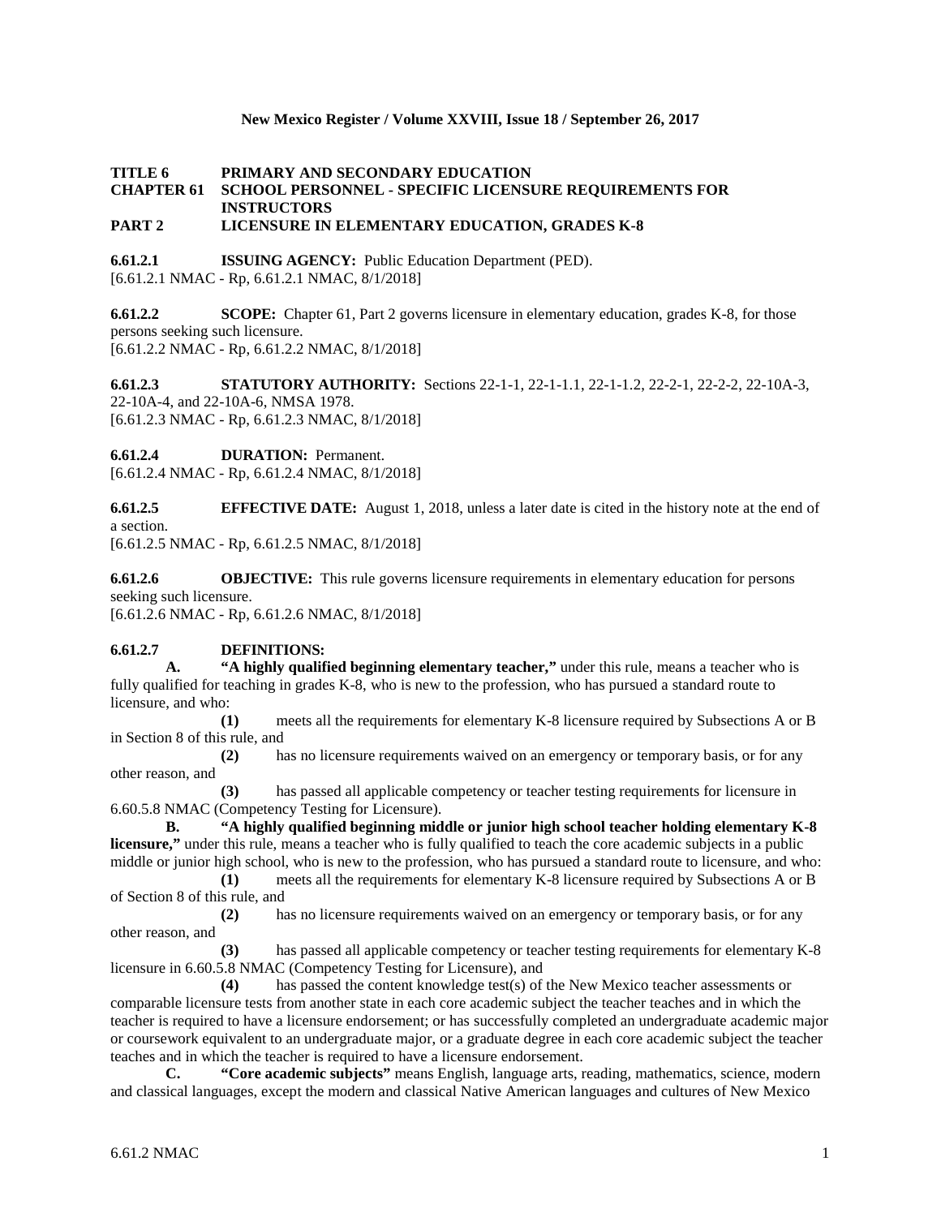**New Mexico Register / Volume XXVIII, Issue 18 / September 26, 2017**

**TITLE 6 PRIMARY AND SECONDARY EDUCATION**
**CHAPTER 61 SCHOOL PERSONNEL - SPECIFIC LICENSURE REQUIREMENTS FOR INSTRUCTORS**
**PART 2 LICENSURE IN ELEMENTARY EDUCATION, GRADES K-8**

**6.61.2.1 ISSUING AGENCY:** Public Education Department (PED).
[6.61.2.1 NMAC - Rp, 6.61.2.1 NMAC, 8/1/2018]

**6.61.2.2 SCOPE:** Chapter 61, Part 2 governs licensure in elementary education, grades K-8, for those persons seeking such licensure.
[6.61.2.2 NMAC - Rp, 6.61.2.2 NMAC, 8/1/2018]

**6.61.2.3 STATUTORY AUTHORITY:** Sections 22-1-1, 22-1-1.1, 22-1-1.2, 22-2-1, 22-2-2, 22-10A-3, 22-10A-4, and 22-10A-6, NMSA 1978.
[6.61.2.3 NMAC - Rp, 6.61.2.3 NMAC, 8/1/2018]

**6.61.2.4 DURATION:** Permanent.
[6.61.2.4 NMAC - Rp, 6.61.2.4 NMAC, 8/1/2018]

**6.61.2.5 EFFECTIVE DATE:** August 1, 2018, unless a later date is cited in the history note at the end of a section.
[6.61.2.5 NMAC - Rp, 6.61.2.5 NMAC, 8/1/2018]

**6.61.2.6 OBJECTIVE:** This rule governs licensure requirements in elementary education for persons seeking such licensure.
[6.61.2.6 NMAC - Rp, 6.61.2.6 NMAC, 8/1/2018]

**6.61.2.7 DEFINITIONS:**

**A. "A highly qualified beginning elementary teacher,"** under this rule, means a teacher who is fully qualified for teaching in grades K-8, who is new to the profession, who has pursued a standard route to licensure, and who:

**(1)** meets all the requirements for elementary K-8 licensure required by Subsections A or B in Section 8 of this rule, and

**(2)** has no licensure requirements waived on an emergency or temporary basis, or for any other reason, and

**(3)** has passed all applicable competency or teacher testing requirements for licensure in 6.60.5.8 NMAC (Competency Testing for Licensure).

**B. "A highly qualified beginning middle or junior high school teacher holding elementary K-8 licensure,"** under this rule, means a teacher who is fully qualified to teach the core academic subjects in a public middle or junior high school, who is new to the profession, who has pursued a standard route to licensure, and who:

**(1)** meets all the requirements for elementary K-8 licensure required by Subsections A or B of Section 8 of this rule, and

**(2)** has no licensure requirements waived on an emergency or temporary basis, or for any other reason, and

**(3)** has passed all applicable competency or teacher testing requirements for elementary K-8 licensure in 6.60.5.8 NMAC (Competency Testing for Licensure), and

**(4)** has passed the content knowledge test(s) of the New Mexico teacher assessments or comparable licensure tests from another state in each core academic subject the teacher teaches and in which the teacher is required to have a licensure endorsement; or has successfully completed an undergraduate academic major or coursework equivalent to an undergraduate major, or a graduate degree in each core academic subject the teacher teaches and in which the teacher is required to have a licensure endorsement.

**C. "Core academic subjects"** means English, language arts, reading, mathematics, science, modern and classical languages, except the modern and classical Native American languages and cultures of New Mexico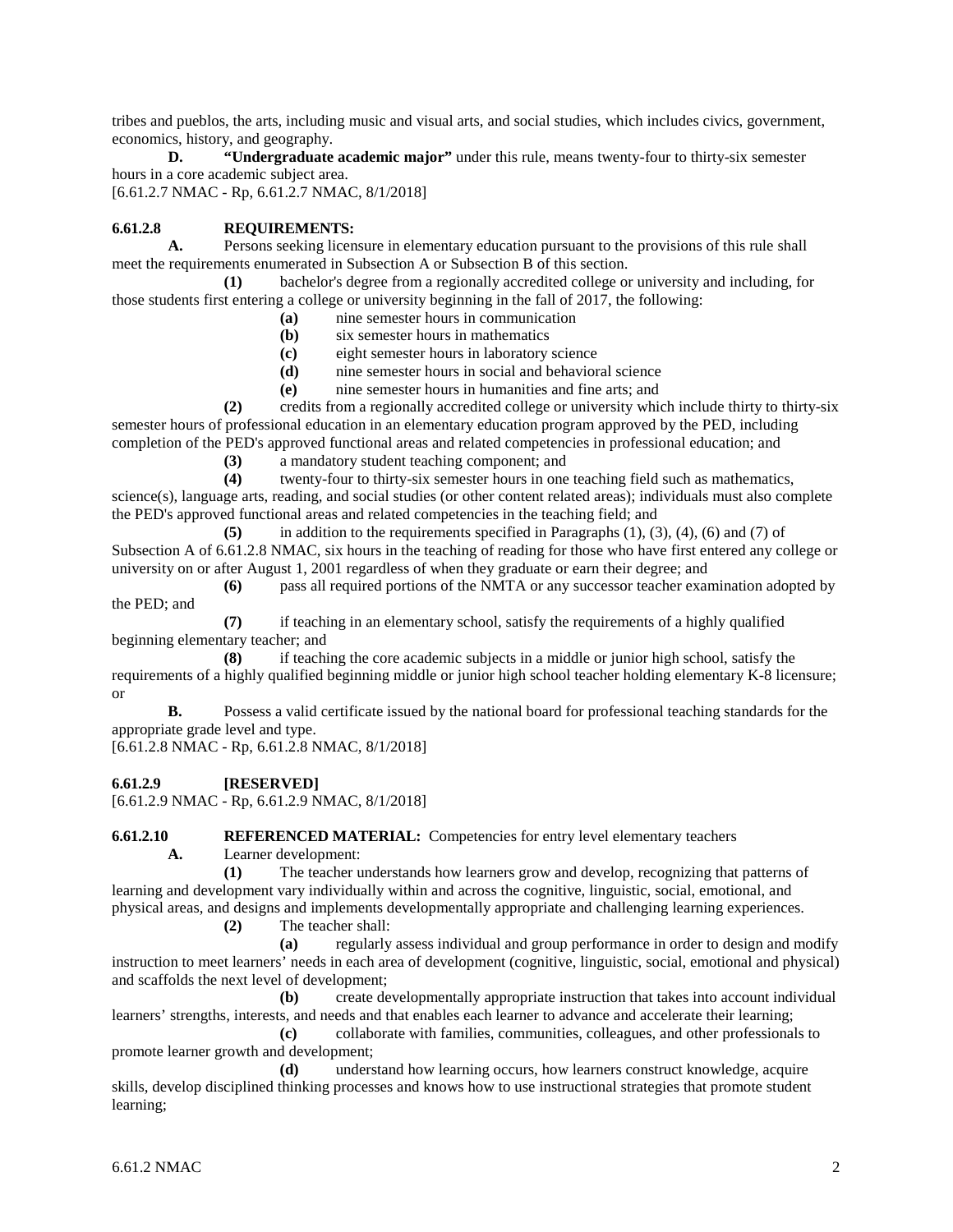tribes and pueblos, the arts, including music and visual arts, and social studies, which includes civics, government, economics, history, and geography.

**D. "Undergraduate academic major"** under this rule, means twenty-four to thirty-six semester hours in a core academic subject area.

[6.61.2.7 NMAC - Rp, 6.61.2.7 NMAC, 8/1/2018]

**6.61.2.8 REQUIREMENTS:**

**A.** Persons seeking licensure in elementary education pursuant to the provisions of this rule shall meet the requirements enumerated in Subsection A or Subsection B of this section.

**(1)** bachelor's degree from a regionally accredited college or university and including, for those students first entering a college or university beginning in the fall of 2017, the following:

**(a)** nine semester hours in communication

**(b)** six semester hours in mathematics

**(c)** eight semester hours in laboratory science

**(d)** nine semester hours in social and behavioral science

**(e)** nine semester hours in humanities and fine arts; and

**(2)** credits from a regionally accredited college or university which include thirty to thirty-six semester hours of professional education in an elementary education program approved by the PED, including completion of the PED's approved functional areas and related competencies in professional education; and

**(3)** a mandatory student teaching component; and

**(4)** twenty-four to thirty-six semester hours in one teaching field such as mathematics, science(s), language arts, reading, and social studies (or other content related areas); individuals must also complete the PED's approved functional areas and related competencies in the teaching field; and

**(5)** in addition to the requirements specified in Paragraphs (1), (3), (4), (6) and (7) of Subsection A of 6.61.2.8 NMAC, six hours in the teaching of reading for those who have first entered any college or university on or after August 1, 2001 regardless of when they graduate or earn their degree; and

**(6)** pass all required portions of the NMTA or any successor teacher examination adopted by the PED; and

**(7)** if teaching in an elementary school, satisfy the requirements of a highly qualified beginning elementary teacher; and

**(8)** if teaching the core academic subjects in a middle or junior high school, satisfy the requirements of a highly qualified beginning middle or junior high school teacher holding elementary K-8 licensure; or

**B.** Possess a valid certificate issued by the national board for professional teaching standards for the appropriate grade level and type.

[6.61.2.8 NMAC - Rp, 6.61.2.8 NMAC, 8/1/2018]

**6.61.2.9 [RESERVED]**

[6.61.2.9 NMAC - Rp, 6.61.2.9 NMAC, 8/1/2018]

**6.61.2.10 REFERENCED MATERIAL:** Competencies for entry level elementary teachers

**A.** Learner development:

**(1)** The teacher understands how learners grow and develop, recognizing that patterns of learning and development vary individually within and across the cognitive, linguistic, social, emotional, and physical areas, and designs and implements developmentally appropriate and challenging learning experiences.

**(2)** The teacher shall:

**(a)** regularly assess individual and group performance in order to design and modify instruction to meet learners' needs in each area of development (cognitive, linguistic, social, emotional and physical) and scaffolds the next level of development;

**(b)** create developmentally appropriate instruction that takes into account individual learners' strengths, interests, and needs and that enables each learner to advance and accelerate their learning;

**(c)** collaborate with families, communities, colleagues, and other professionals to promote learner growth and development;

**(d)** understand how learning occurs, how learners construct knowledge, acquire skills, develop disciplined thinking processes and knows how to use instructional strategies that promote student learning;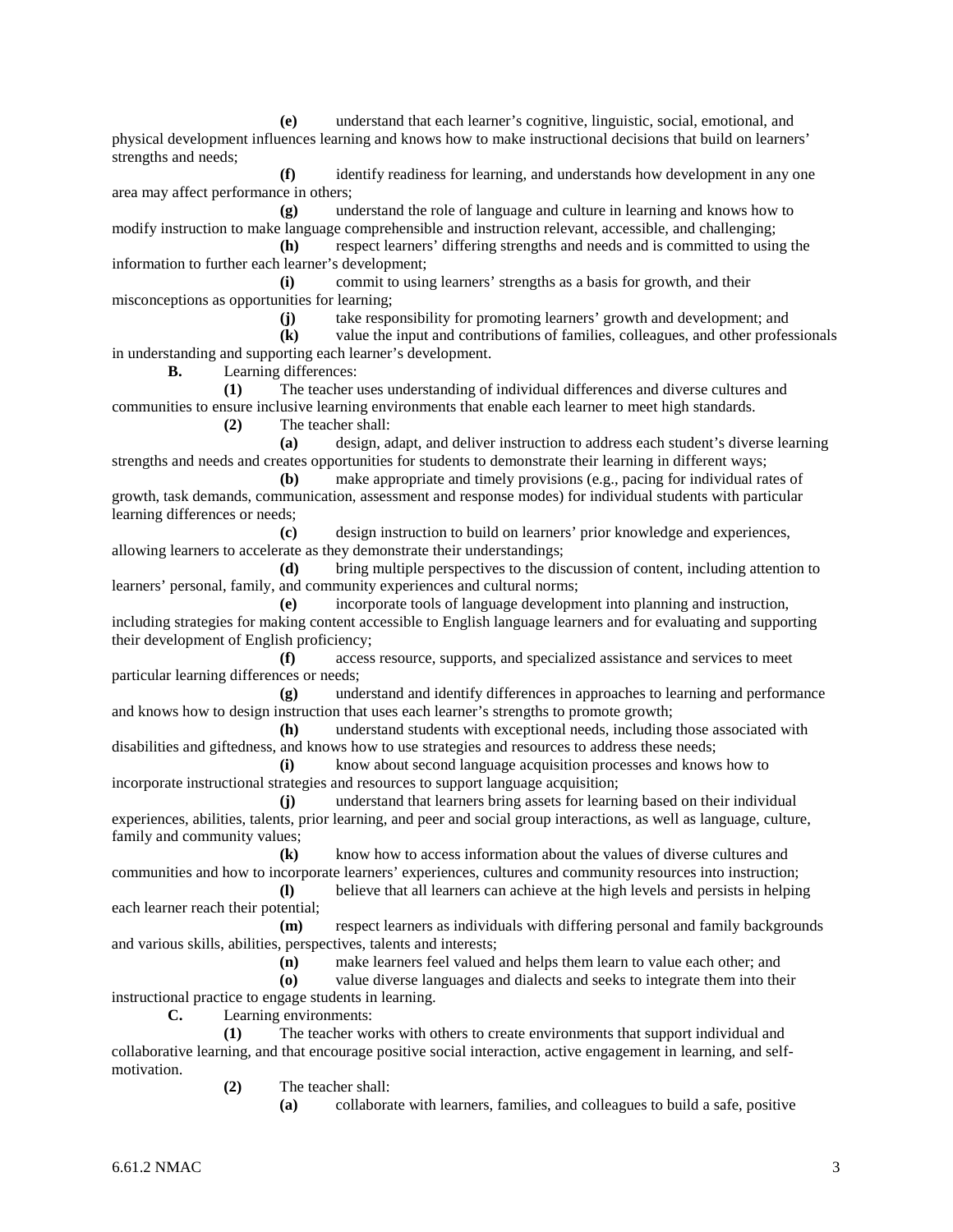**(e)** understand that each learner's cognitive, linguistic, social, emotional, and physical development influences learning and knows how to make instructional decisions that build on learners' strengths and needs;

**(f)** identify readiness for learning, and understands how development in any one area may affect performance in others;

**(g)** understand the role of language and culture in learning and knows how to modify instruction to make language comprehensible and instruction relevant, accessible, and challenging;

**(h)** respect learners' differing strengths and needs and is committed to using the information to further each learner's development;

**(i)** commit to using learners' strengths as a basis for growth, and their misconceptions as opportunities for learning;

**(j)** take responsibility for promoting learners' growth and development; and

**(k)** value the input and contributions of families, colleagues, and other professionals in understanding and supporting each learner's development.

**B.** Learning differences:

**(1)** The teacher uses understanding of individual differences and diverse cultures and communities to ensure inclusive learning environments that enable each learner to meet high standards.

**(2)** The teacher shall:

**(a)** design, adapt, and deliver instruction to address each student's diverse learning strengths and needs and creates opportunities for students to demonstrate their learning in different ways;

**(b)** make appropriate and timely provisions (e.g., pacing for individual rates of growth, task demands, communication, assessment and response modes) for individual students with particular learning differences or needs;

**(c)** design instruction to build on learners' prior knowledge and experiences, allowing learners to accelerate as they demonstrate their understandings;

**(d)** bring multiple perspectives to the discussion of content, including attention to learners' personal, family, and community experiences and cultural norms;

**(e)** incorporate tools of language development into planning and instruction, including strategies for making content accessible to English language learners and for evaluating and supporting their development of English proficiency;

**(f)** access resource, supports, and specialized assistance and services to meet particular learning differences or needs;

**(g)** understand and identify differences in approaches to learning and performance and knows how to design instruction that uses each learner's strengths to promote growth;

**(h)** understand students with exceptional needs, including those associated with disabilities and giftedness, and knows how to use strategies and resources to address these needs;

**(i)** know about second language acquisition processes and knows how to incorporate instructional strategies and resources to support language acquisition;

**(j)** understand that learners bring assets for learning based on their individual experiences, abilities, talents, prior learning, and peer and social group interactions, as well as language, culture, family and community values;

**(k)** know how to access information about the values of diverse cultures and communities and how to incorporate learners' experiences, cultures and community resources into instruction;

**(l)** believe that all learners can achieve at the high levels and persists in helping each learner reach their potential;

**(m)** respect learners as individuals with differing personal and family backgrounds and various skills, abilities, perspectives, talents and interests;

**(n)** make learners feel valued and helps them learn to value each other; and

**(o)** value diverse languages and dialects and seeks to integrate them into their instructional practice to engage students in learning.

**C.** Learning environments:

**(1)** The teacher works with others to create environments that support individual and collaborative learning, and that encourage positive social interaction, active engagement in learning, and self-motivation.

**(2)** The teacher shall:

**(a)** collaborate with learners, families, and colleagues to build a safe, positive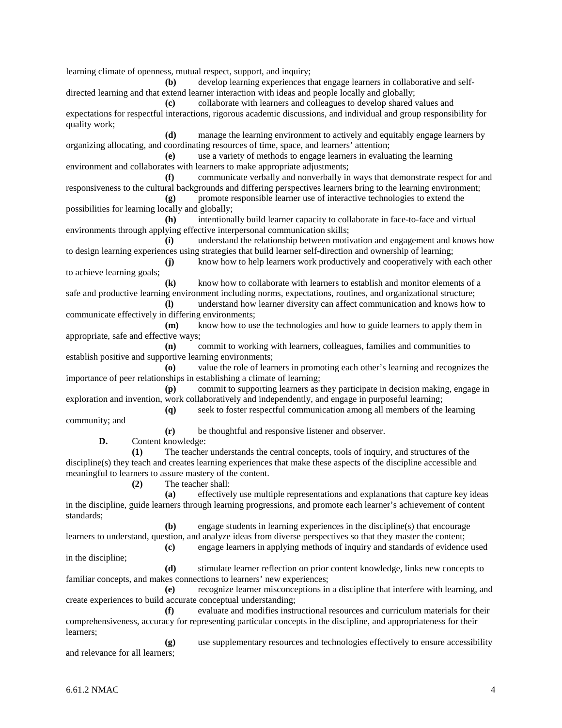learning climate of openness, mutual respect, support, and inquiry;

**(b)** develop learning experiences that engage learners in collaborative and self-directed learning and that extend learner interaction with ideas and people locally and globally;

**(c)** collaborate with learners and colleagues to develop shared values and expectations for respectful interactions, rigorous academic discussions, and individual and group responsibility for quality work;

**(d)** manage the learning environment to actively and equitably engage learners by organizing allocating, and coordinating resources of time, space, and learners' attention;

**(e)** use a variety of methods to engage learners in evaluating the learning environment and collaborates with learners to make appropriate adjustments;

**(f)** communicate verbally and nonverbally in ways that demonstrate respect for and responsiveness to the cultural backgrounds and differing perspectives learners bring to the learning environment;

**(g)** promote responsible learner use of interactive technologies to extend the possibilities for learning locally and globally;

**(h)** intentionally build learner capacity to collaborate in face-to-face and virtual environments through applying effective interpersonal communication skills;

**(i)** understand the relationship between motivation and engagement and knows how to design learning experiences using strategies that build learner self-direction and ownership of learning;

**(j)** know how to help learners work productively and cooperatively with each other to achieve learning goals;

**(k)** know how to collaborate with learners to establish and monitor elements of a safe and productive learning environment including norms, expectations, routines, and organizational structure;

**(l)** understand how learner diversity can affect communication and knows how to communicate effectively in differing environments;

**(m)** know how to use the technologies and how to guide learners to apply them in appropriate, safe and effective ways;

**(n)** commit to working with learners, colleagues, families and communities to establish positive and supportive learning environments;

**(o)** value the role of learners in promoting each other's learning and recognizes the importance of peer relationships in establishing a climate of learning;

**(p)** commit to supporting learners as they participate in decision making, engage in exploration and invention, work collaboratively and independently, and engage in purposeful learning;

**(q)** seek to foster respectful communication among all members of the learning community; and

**(r)** be thoughtful and responsive listener and observer.

**D.** Content knowledge:

**(1)** The teacher understands the central concepts, tools of inquiry, and structures of the discipline(s) they teach and creates learning experiences that make these aspects of the discipline accessible and meaningful to learners to assure mastery of the content.

**(2)** The teacher shall:

**(a)** effectively use multiple representations and explanations that capture key ideas in the discipline, guide learners through learning progressions, and promote each learner's achievement of content standards;

**(b)** engage students in learning experiences in the discipline(s) that encourage learners to understand, question, and analyze ideas from diverse perspectives so that they master the content;

**(c)** engage learners in applying methods of inquiry and standards of evidence used in the discipline;

**(d)** stimulate learner reflection on prior content knowledge, links new concepts to familiar concepts, and makes connections to learners' new experiences;

**(e)** recognize learner misconceptions in a discipline that interfere with learning, and create experiences to build accurate conceptual understanding;

**(f)** evaluate and modifies instructional resources and curriculum materials for their comprehensiveness, accuracy for representing particular concepts in the discipline, and appropriateness for their learners;

**(g)** use supplementary resources and technologies effectively to ensure accessibility and relevance for all learners;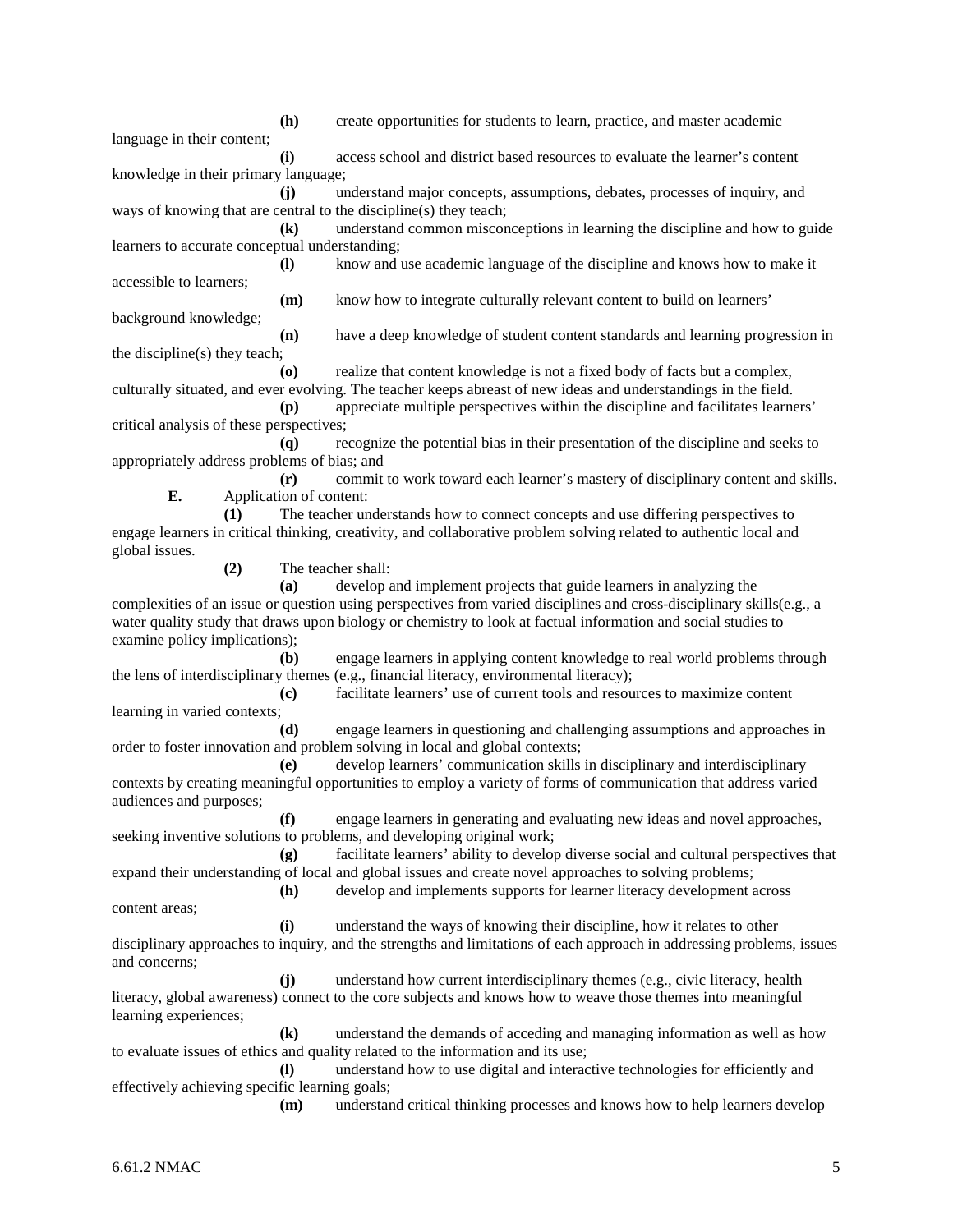**(h)** create opportunities for students to learn, practice, and master academic language in their content;

**(i)** access school and district based resources to evaluate the learner's content knowledge in their primary language;

**(j)** understand major concepts, assumptions, debates, processes of inquiry, and ways of knowing that are central to the discipline(s) they teach;

**(k)** understand common misconceptions in learning the discipline and how to guide learners to accurate conceptual understanding;

**(l)** know and use academic language of the discipline and knows how to make it accessible to learners;

**(m)** know how to integrate culturally relevant content to build on learners' background knowledge;

**(n)** have a deep knowledge of student content standards and learning progression in the discipline(s) they teach;

**(o)** realize that content knowledge is not a fixed body of facts but a complex, culturally situated, and ever evolving. The teacher keeps abreast of new ideas and understandings in the field.

**(p)** appreciate multiple perspectives within the discipline and facilitates learners' critical analysis of these perspectives;

**(q)** recognize the potential bias in their presentation of the discipline and seeks to appropriately address problems of bias; and

**(r)** commit to work toward each learner's mastery of disciplinary content and skills.

**E.** Application of content:

**(1)** The teacher understands how to connect concepts and use differing perspectives to engage learners in critical thinking, creativity, and collaborative problem solving related to authentic local and global issues.

**(2)** The teacher shall:

**(a)** develop and implement projects that guide learners in analyzing the complexities of an issue or question using perspectives from varied disciplines and cross-disciplinary skills(e.g., a water quality study that draws upon biology or chemistry to look at factual information and social studies to examine policy implications);

**(b)** engage learners in applying content knowledge to real world problems through the lens of interdisciplinary themes (e.g., financial literacy, environmental literacy);

**(c)** facilitate learners' use of current tools and resources to maximize content learning in varied contexts;

**(d)** engage learners in questioning and challenging assumptions and approaches in order to foster innovation and problem solving in local and global contexts;

**(e)** develop learners' communication skills in disciplinary and interdisciplinary contexts by creating meaningful opportunities to employ a variety of forms of communication that address varied audiences and purposes;

**(f)** engage learners in generating and evaluating new ideas and novel approaches, seeking inventive solutions to problems, and developing original work;

**(g)** facilitate learners' ability to develop diverse social and cultural perspectives that expand their understanding of local and global issues and create novel approaches to solving problems;

**(h)** develop and implements supports for learner literacy development across content areas;

**(i)** understand the ways of knowing their discipline, how it relates to other disciplinary approaches to inquiry, and the strengths and limitations of each approach in addressing problems, issues and concerns;

**(j)** understand how current interdisciplinary themes (e.g., civic literacy, health literacy, global awareness) connect to the core subjects and knows how to weave those themes into meaningful learning experiences;

**(k)** understand the demands of acceding and managing information as well as how to evaluate issues of ethics and quality related to the information and its use;

**(l)** understand how to use digital and interactive technologies for efficiently and effectively achieving specific learning goals;

**(m)** understand critical thinking processes and knows how to help learners develop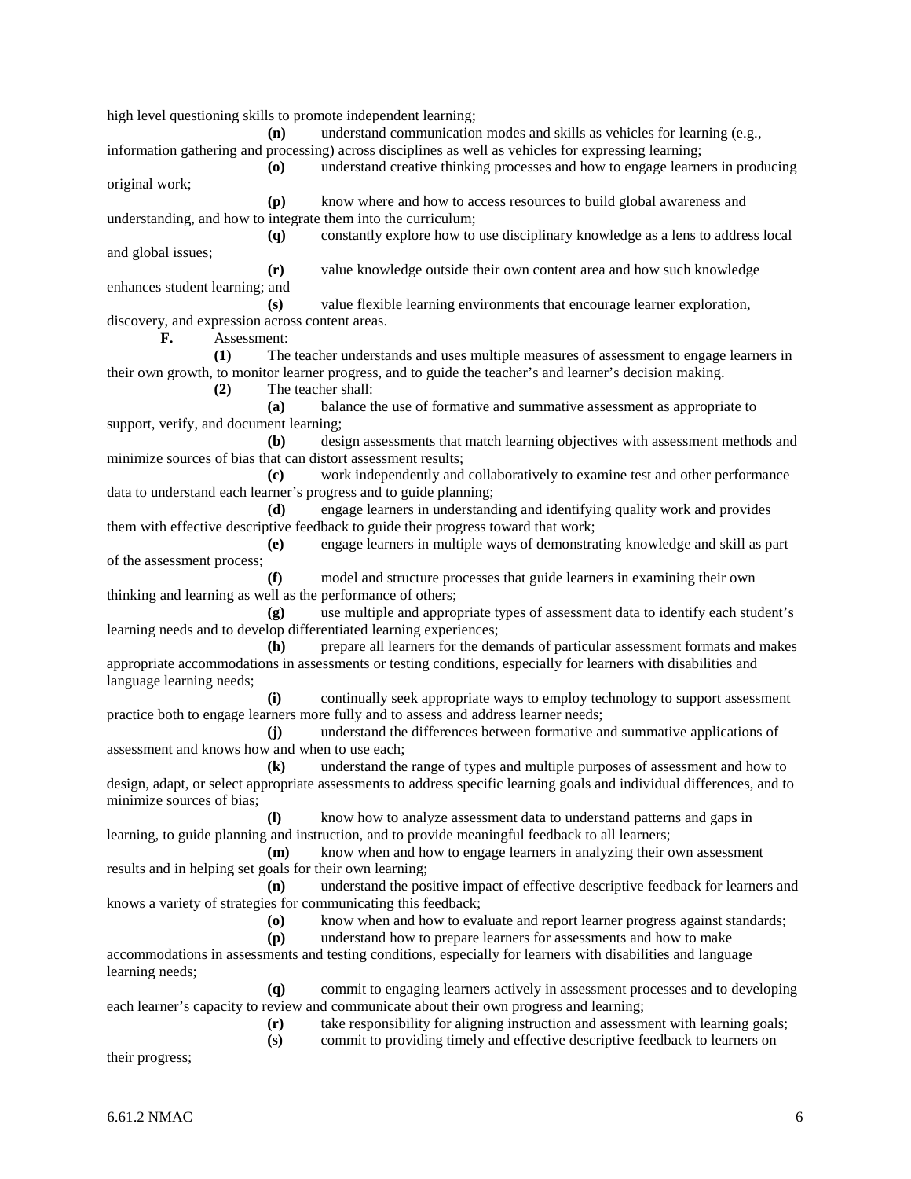high level questioning skills to promote independent learning;

**(n)** understand communication modes and skills as vehicles for learning (e.g., information gathering and processing) across disciplines as well as vehicles for expressing learning;

**(o)** understand creative thinking processes and how to engage learners in producing original work;

**(p)** know where and how to access resources to build global awareness and understanding, and how to integrate them into the curriculum;

**(q)** constantly explore how to use disciplinary knowledge as a lens to address local and global issues;

**(r)** value knowledge outside their own content area and how such knowledge enhances student learning; and

**(s)** value flexible learning environments that encourage learner exploration, discovery, and expression across content areas.

**F.** Assessment:

**(1)** The teacher understands and uses multiple measures of assessment to engage learners in their own growth, to monitor learner progress, and to guide the teacher's and learner's decision making.

**(2)** The teacher shall:

**(a)** balance the use of formative and summative assessment as appropriate to support, verify, and document learning;

**(b)** design assessments that match learning objectives with assessment methods and minimize sources of bias that can distort assessment results;

**(c)** work independently and collaboratively to examine test and other performance data to understand each learner's progress and to guide planning;

**(d)** engage learners in understanding and identifying quality work and provides them with effective descriptive feedback to guide their progress toward that work;

**(e)** engage learners in multiple ways of demonstrating knowledge and skill as part of the assessment process;

**(f)** model and structure processes that guide learners in examining their own thinking and learning as well as the performance of others;

**(g)** use multiple and appropriate types of assessment data to identify each student's learning needs and to develop differentiated learning experiences;

**(h)** prepare all learners for the demands of particular assessment formats and makes appropriate accommodations in assessments or testing conditions, especially for learners with disabilities and language learning needs;

**(i)** continually seek appropriate ways to employ technology to support assessment practice both to engage learners more fully and to assess and address learner needs;

**(j)** understand the differences between formative and summative applications of assessment and knows how and when to use each;

**(k)** understand the range of types and multiple purposes of assessment and how to design, adapt, or select appropriate assessments to address specific learning goals and individual differences, and to minimize sources of bias;

**(l)** know how to analyze assessment data to understand patterns and gaps in learning, to guide planning and instruction, and to provide meaningful feedback to all learners;

**(m)** know when and how to engage learners in analyzing their own assessment results and in helping set goals for their own learning;

**(n)** understand the positive impact of effective descriptive feedback for learners and knows a variety of strategies for communicating this feedback;

**(o)** know when and how to evaluate and report learner progress against standards;

**(p)** understand how to prepare learners for assessments and how to make accommodations in assessments and testing conditions, especially for learners with disabilities and language learning needs;

**(q)** commit to engaging learners actively in assessment processes and to developing each learner's capacity to review and communicate about their own progress and learning;

**(r)** take responsibility for aligning instruction and assessment with learning goals;

**(s)** commit to providing timely and effective descriptive feedback to learners on their progress;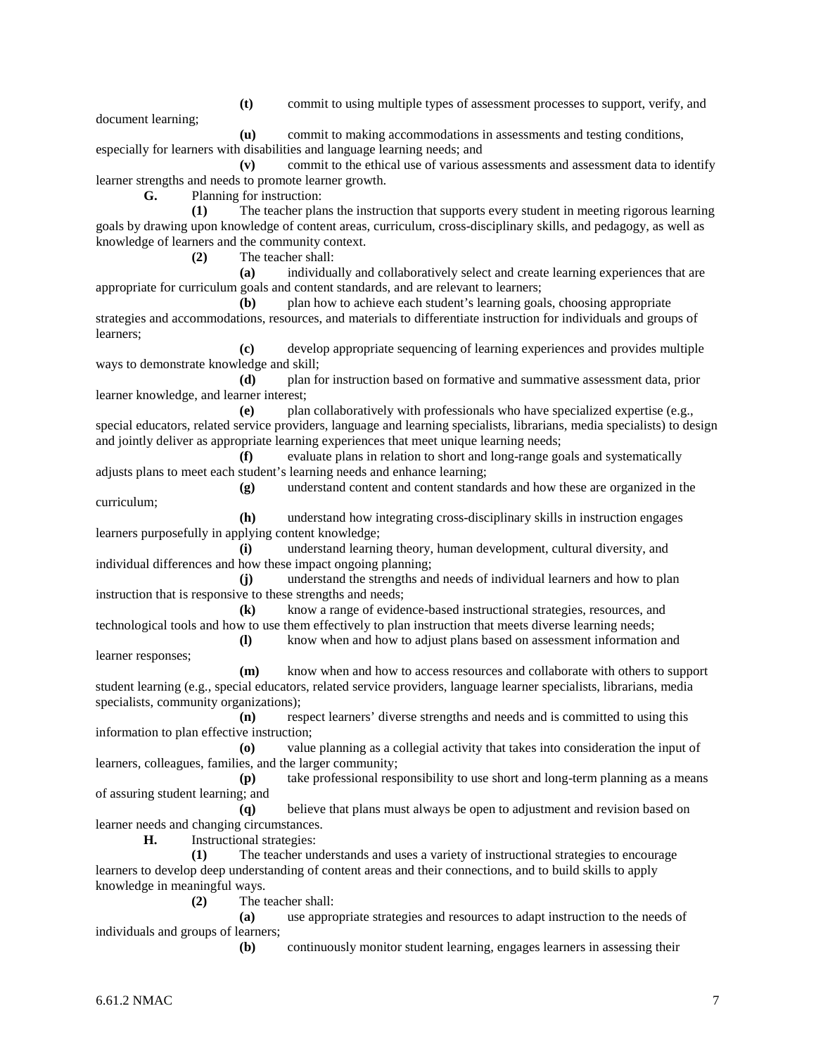**(t)** commit to using multiple types of assessment processes to support, verify, and document learning;

**(u)** commit to making accommodations in assessments and testing conditions, especially for learners with disabilities and language learning needs; and

**(v)** commit to the ethical use of various assessments and assessment data to identify learner strengths and needs to promote learner growth.

**G.** Planning for instruction:

**(1)** The teacher plans the instruction that supports every student in meeting rigorous learning goals by drawing upon knowledge of content areas, curriculum, cross-disciplinary skills, and pedagogy, as well as knowledge of learners and the community context.

**(2)** The teacher shall:

**(a)** individually and collaboratively select and create learning experiences that are appropriate for curriculum goals and content standards, and are relevant to learners;

**(b)** plan how to achieve each student's learning goals, choosing appropriate strategies and accommodations, resources, and materials to differentiate instruction for individuals and groups of learners;

**(c)** develop appropriate sequencing of learning experiences and provides multiple ways to demonstrate knowledge and skill;

**(d)** plan for instruction based on formative and summative assessment data, prior learner knowledge, and learner interest;

**(e)** plan collaboratively with professionals who have specialized expertise (e.g., special educators, related service providers, language and learning specialists, librarians, media specialists) to design and jointly deliver as appropriate learning experiences that meet unique learning needs;

**(f)** evaluate plans in relation to short and long-range goals and systematically adjusts plans to meet each student's learning needs and enhance learning;

**(g)** understand content and content standards and how these are organized in the curriculum;

**(h)** understand how integrating cross-disciplinary skills in instruction engages learners purposefully in applying content knowledge;

**(i)** understand learning theory, human development, cultural diversity, and individual differences and how these impact ongoing planning;

**(j)** understand the strengths and needs of individual learners and how to plan instruction that is responsive to these strengths and needs;

**(k)** know a range of evidence-based instructional strategies, resources, and technological tools and how to use them effectively to plan instruction that meets diverse learning needs;

**(l)** know when and how to adjust plans based on assessment information and learner responses;

**(m)** know when and how to access resources and collaborate with others to support student learning (e.g., special educators, related service providers, language learner specialists, librarians, media specialists, community organizations);

**(n)** respect learners' diverse strengths and needs and is committed to using this information to plan effective instruction;

**(o)** value planning as a collegial activity that takes into consideration the input of learners, colleagues, families, and the larger community;

**(p)** take professional responsibility to use short and long-term planning as a means of assuring student learning; and

**(q)** believe that plans must always be open to adjustment and revision based on learner needs and changing circumstances.

**H.** Instructional strategies:

**(1)** The teacher understands and uses a variety of instructional strategies to encourage learners to develop deep understanding of content areas and their connections, and to build skills to apply knowledge in meaningful ways.

**(2)** The teacher shall:

**(a)** use appropriate strategies and resources to adapt instruction to the needs of individuals and groups of learners;

**(b)** continuously monitor student learning, engages learners in assessing their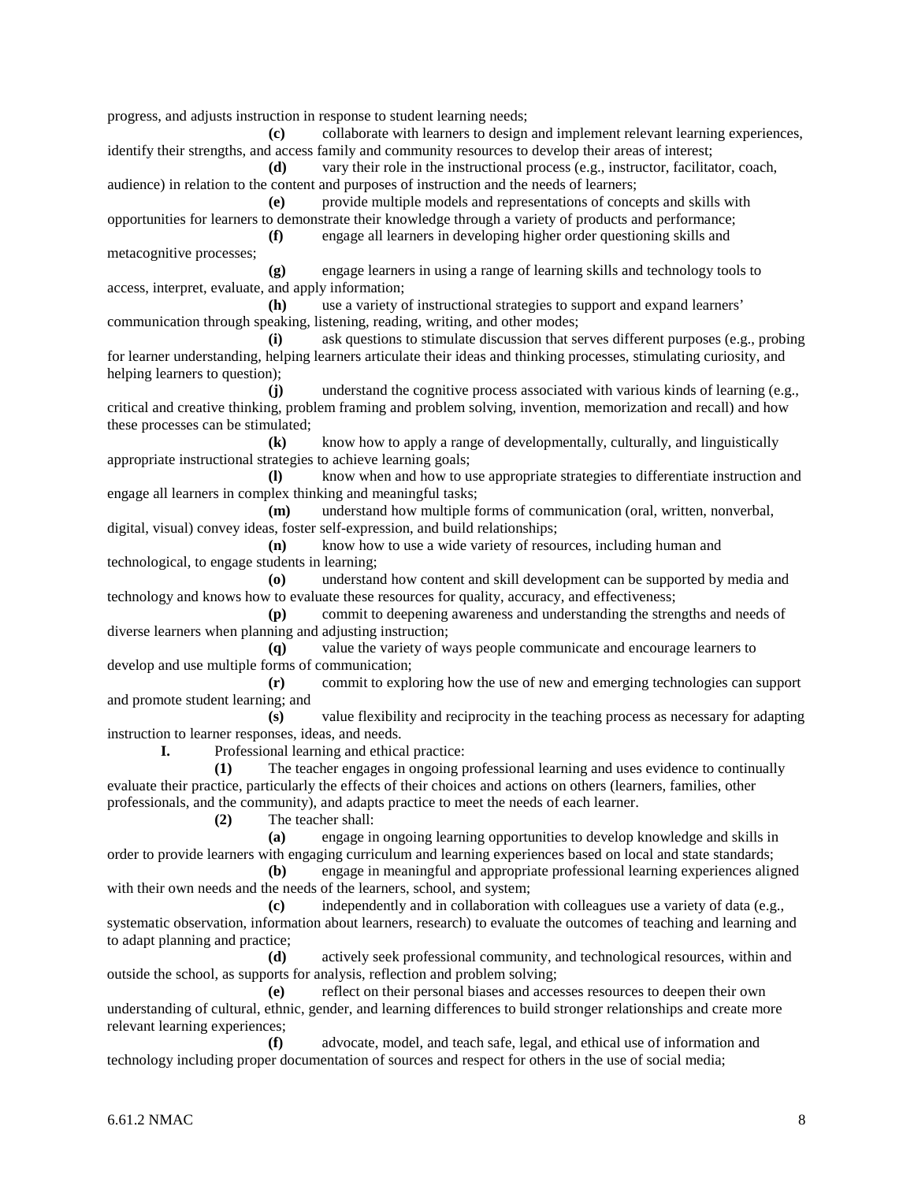progress, and adjusts instruction in response to student learning needs;

**(c)** collaborate with learners to design and implement relevant learning experiences, identify their strengths, and access family and community resources to develop their areas of interest;

**(d)** vary their role in the instructional process (e.g., instructor, facilitator, coach, audience) in relation to the content and purposes of instruction and the needs of learners;

**(e)** provide multiple models and representations of concepts and skills with opportunities for learners to demonstrate their knowledge through a variety of products and performance;

**(f)** engage all learners in developing higher order questioning skills and metacognitive processes;

**(g)** engage learners in using a range of learning skills and technology tools to access, interpret, evaluate, and apply information;

**(h)** use a variety of instructional strategies to support and expand learners' communication through speaking, listening, reading, writing, and other modes;

**(i)** ask questions to stimulate discussion that serves different purposes (e.g., probing for learner understanding, helping learners articulate their ideas and thinking processes, stimulating curiosity, and helping learners to question);

**(j)** understand the cognitive process associated with various kinds of learning (e.g., critical and creative thinking, problem framing and problem solving, invention, memorization and recall) and how these processes can be stimulated;

**(k)** know how to apply a range of developmentally, culturally, and linguistically appropriate instructional strategies to achieve learning goals;

**(l)** know when and how to use appropriate strategies to differentiate instruction and engage all learners in complex thinking and meaningful tasks;

**(m)** understand how multiple forms of communication (oral, written, nonverbal, digital, visual) convey ideas, foster self-expression, and build relationships;

**(n)** know how to use a wide variety of resources, including human and technological, to engage students in learning;

**(o)** understand how content and skill development can be supported by media and technology and knows how to evaluate these resources for quality, accuracy, and effectiveness;

**(p)** commit to deepening awareness and understanding the strengths and needs of diverse learners when planning and adjusting instruction;

**(q)** value the variety of ways people communicate and encourage learners to develop and use multiple forms of communication;

**(r)** commit to exploring how the use of new and emerging technologies can support and promote student learning; and

**(s)** value flexibility and reciprocity in the teaching process as necessary for adapting instruction to learner responses, ideas, and needs.

**I.** Professional learning and ethical practice:

**(1)** The teacher engages in ongoing professional learning and uses evidence to continually evaluate their practice, particularly the effects of their choices and actions on others (learners, families, other professionals, and the community), and adapts practice to meet the needs of each learner.

**(2)** The teacher shall:

**(a)** engage in ongoing learning opportunities to develop knowledge and skills in order to provide learners with engaging curriculum and learning experiences based on local and state standards;

**(b)** engage in meaningful and appropriate professional learning experiences aligned with their own needs and the needs of the learners, school, and system;

**(c)** independently and in collaboration with colleagues use a variety of data (e.g., systematic observation, information about learners, research) to evaluate the outcomes of teaching and learning and to adapt planning and practice;

**(d)** actively seek professional community, and technological resources, within and outside the school, as supports for analysis, reflection and problem solving;

**(e)** reflect on their personal biases and accesses resources to deepen their own understanding of cultural, ethnic, gender, and learning differences to build stronger relationships and create more relevant learning experiences;

**(f)** advocate, model, and teach safe, legal, and ethical use of information and technology including proper documentation of sources and respect for others in the use of social media;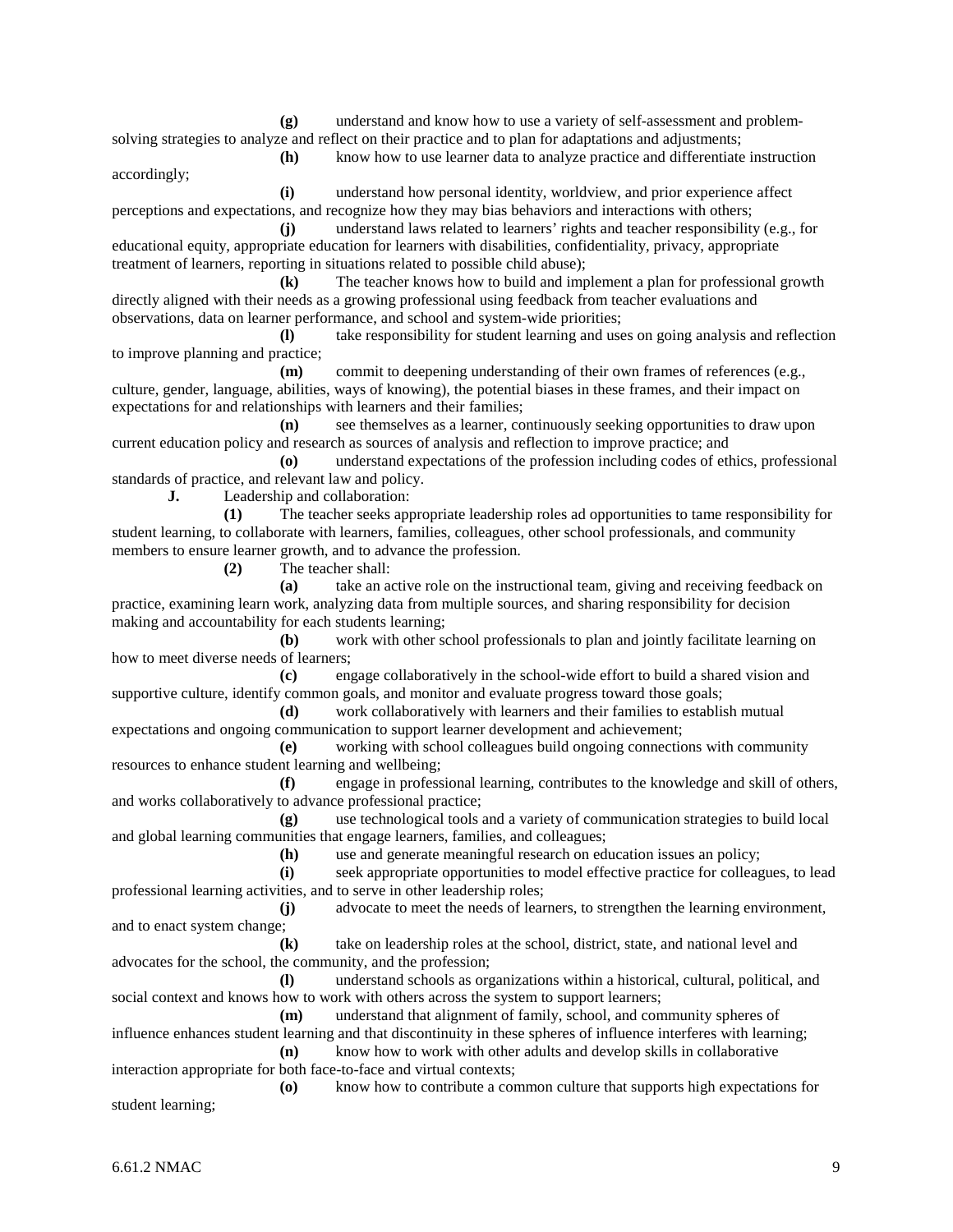**(g)** understand and know how to use a variety of self-assessment and problem-solving strategies to analyze and reflect on their practice and to plan for adaptations and adjustments;

**(h)** know how to use learner data to analyze practice and differentiate instruction accordingly;

**(i)** understand how personal identity, worldview, and prior experience affect perceptions and expectations, and recognize how they may bias behaviors and interactions with others;

**(j)** understand laws related to learners' rights and teacher responsibility (e.g., for educational equity, appropriate education for learners with disabilities, confidentiality, privacy, appropriate treatment of learners, reporting in situations related to possible child abuse);

**(k)** The teacher knows how to build and implement a plan for professional growth directly aligned with their needs as a growing professional using feedback from teacher evaluations and observations, data on learner performance, and school and system-wide priorities;

**(l)** take responsibility for student learning and uses on going analysis and reflection to improve planning and practice;

**(m)** commit to deepening understanding of their own frames of references (e.g., culture, gender, language, abilities, ways of knowing), the potential biases in these frames, and their impact on expectations for and relationships with learners and their families;

**(n)** see themselves as a learner, continuously seeking opportunities to draw upon current education policy and research as sources of analysis and reflection to improve practice; and

**(o)** understand expectations of the profession including codes of ethics, professional standards of practice, and relevant law and policy.

**J.** Leadership and collaboration:

**(1)** The teacher seeks appropriate leadership roles ad opportunities to tame responsibility for student learning, to collaborate with learners, families, colleagues, other school professionals, and community members to ensure learner growth, and to advance the profession.

**(2)** The teacher shall:

**(a)** take an active role on the instructional team, giving and receiving feedback on practice, examining learn work, analyzing data from multiple sources, and sharing responsibility for decision making and accountability for each students learning;

**(b)** work with other school professionals to plan and jointly facilitate learning on how to meet diverse needs of learners;

**(c)** engage collaboratively in the school-wide effort to build a shared vision and supportive culture, identify common goals, and monitor and evaluate progress toward those goals;

**(d)** work collaboratively with learners and their families to establish mutual expectations and ongoing communication to support learner development and achievement;

**(e)** working with school colleagues build ongoing connections with community resources to enhance student learning and wellbeing;

**(f)** engage in professional learning, contributes to the knowledge and skill of others, and works collaboratively to advance professional practice;

**(g)** use technological tools and a variety of communication strategies to build local and global learning communities that engage learners, families, and colleagues;

**(h)** use and generate meaningful research on education issues an policy;

**(i)** seek appropriate opportunities to model effective practice for colleagues, to lead professional learning activities, and to serve in other leadership roles;

**(j)** advocate to meet the needs of learners, to strengthen the learning environment, and to enact system change;

**(k)** take on leadership roles at the school, district, state, and national level and advocates for the school, the community, and the profession;

**(l)** understand schools as organizations within a historical, cultural, political, and social context and knows how to work with others across the system to support learners;

**(m)** understand that alignment of family, school, and community spheres of influence enhances student learning and that discontinuity in these spheres of influence interferes with learning;

**(n)** know how to work with other adults and develop skills in collaborative interaction appropriate for both face-to-face and virtual contexts;

**(o)** know how to contribute a common culture that supports high expectations for student learning;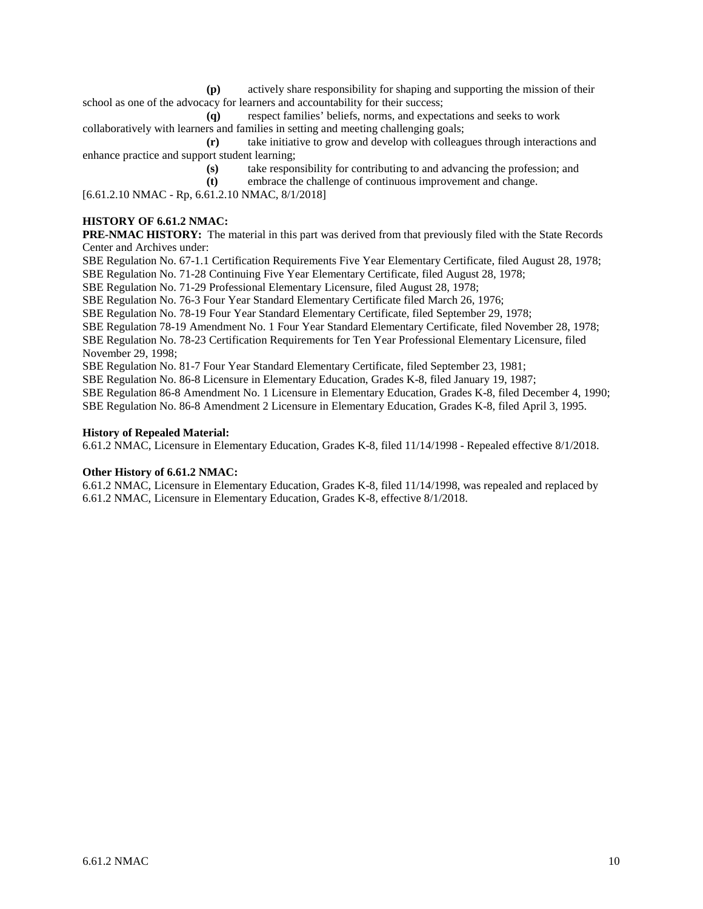**(p)** actively share responsibility for shaping and supporting the mission of their school as one of the advocacy for learners and accountability for their success;

**(q)** respect families' beliefs, norms, and expectations and seeks to work collaboratively with learners and families in setting and meeting challenging goals;

**(r)** take initiative to grow and develop with colleagues through interactions and enhance practice and support student learning;

**(s)** take responsibility for contributing to and advancing the profession; and

**(t)** embrace the challenge of continuous improvement and change.

[6.61.2.10 NMAC - Rp, 6.61.2.10 NMAC, 8/1/2018]

**HISTORY OF 6.61.2 NMAC:**

**PRE-NMAC HISTORY:** The material in this part was derived from that previously filed with the State Records Center and Archives under:

SBE Regulation No. 67-1.1 Certification Requirements Five Year Elementary Certificate, filed August 28, 1978;
SBE Regulation No. 71-28 Continuing Five Year Elementary Certificate, filed August 28, 1978;
SBE Regulation No. 71-29 Professional Elementary Licensure, filed August 28, 1978;
SBE Regulation No. 76-3 Four Year Standard Elementary Certificate filed March 26, 1976;
SBE Regulation No. 78-19 Four Year Standard Elementary Certificate, filed September 29, 1978;
SBE Regulation 78-19 Amendment No. 1 Four Year Standard Elementary Certificate, filed November 28, 1978;
SBE Regulation No. 78-23 Certification Requirements for Ten Year Professional Elementary Licensure, filed November 29, 1998;
SBE Regulation No. 81-7 Four Year Standard Elementary Certificate, filed September 23, 1981;
SBE Regulation No. 86-8 Licensure in Elementary Education, Grades K-8, filed January 19, 1987;
SBE Regulation 86-8 Amendment No. 1 Licensure in Elementary Education, Grades K-8, filed December 4, 1990;
SBE Regulation No. 86-8 Amendment 2 Licensure in Elementary Education, Grades K-8, filed April 3, 1995.

**History of Repealed Material:**

6.61.2 NMAC, Licensure in Elementary Education, Grades K-8, filed 11/14/1998 - Repealed effective 8/1/2018.

**Other History of 6.61.2 NMAC:**

6.61.2 NMAC, Licensure in Elementary Education, Grades K-8, filed 11/14/1998, was repealed and replaced by 6.61.2 NMAC, Licensure in Elementary Education, Grades K-8, effective 8/1/2018.